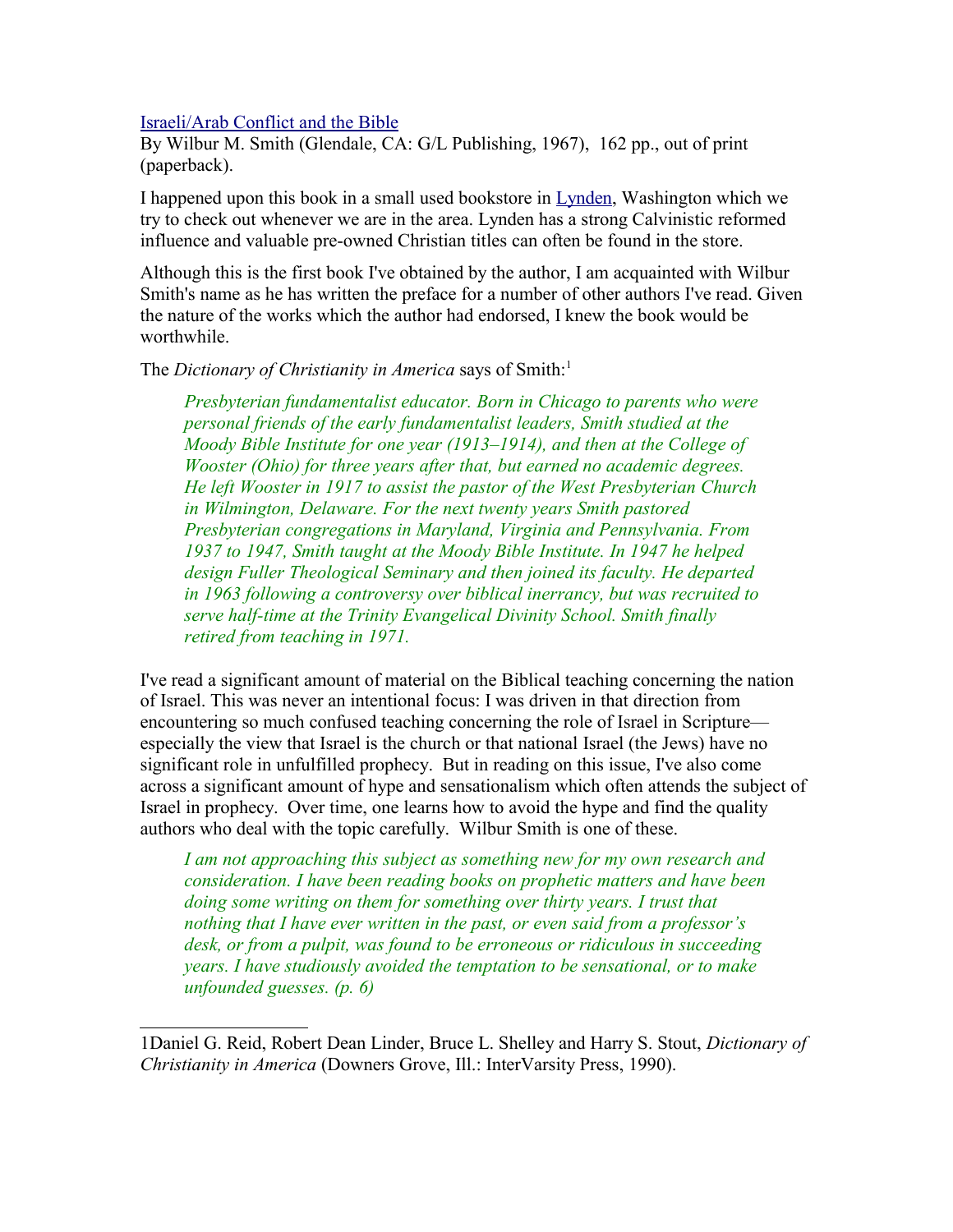[Israeli/Arab Conflict and the Bible]

By Wilbur M. Smith (Glendale, CA: G/L Publishing, 1967), 162 pp., out of print (paperback).

I happened upon this book in a small used bookstore in [Lynden], Washington which we try to check out whenever we are in the area. Lynden has a strong Calvinistic reformed influence and valuable pre-owned Christian titles can often be found in the store.

Although this is the first book I've obtained by the author, I am acquainted with Wilbur Smith's name as he has written the preface for a number of other authors I've read. Given the nature of the works which the author had endorsed, I knew the book would be worthwhile.

The *Dictionary of Christianity in America* says of Smith:[1]

> *Presbyterian fundamentalist educator. Born in Chicago to parents who were personal friends of the early fundamentalist leaders, Smith studied at the Moody Bible Institute for one year (1913–1914), and then at the College of Wooster (Ohio) for three years after that, but earned no academic degrees. He left Wooster in 1917 to assist the pastor of the West Presbyterian Church in Wilmington, Delaware. For the next twenty years Smith pastored Presbyterian congregations in Maryland, Virginia and Pennsylvania. From 1937 to 1947, Smith taught at the Moody Bible Institute. In 1947 he helped design Fuller Theological Seminary and then joined its faculty. He departed in 1963 following a controversy over biblical inerrancy, but was recruited to serve half-time at the Trinity Evangelical Divinity School. Smith finally retired from teaching in 1971.*

I've read a significant amount of material on the Biblical teaching concerning the nation of Israel. This was never an intentional focus: I was driven in that direction from encountering so much confused teaching concerning the role of Israel in Scripture—especially the view that Israel is the church or that national Israel (the Jews) have no significant role in unfulfilled prophecy. But in reading on this issue, I've also come across a significant amount of hype and sensationalism which often attends the subject of Israel in prophecy. Over time, one learns how to avoid the hype and find the quality authors who deal with the topic carefully. Wilbur Smith is one of these.

> *I am not approaching this subject as something new for my own research and consideration. I have been reading books on prophetic matters and have been doing some writing on them for something over thirty years. I trust that nothing that I have ever written in the past, or even said from a professor's desk, or from a pulpit, was found to be erroneous or ridiculous in succeeding years. I have studiously avoided the temptation to be sensational, or to make unfounded guesses. (p. 6)*

---

1Daniel G. Reid, Robert Dean Linder, Bruce L. Shelley and Harry S. Stout, *Dictionary of Christianity in America* (Downers Grove, Ill.: InterVarsity Press, 1990).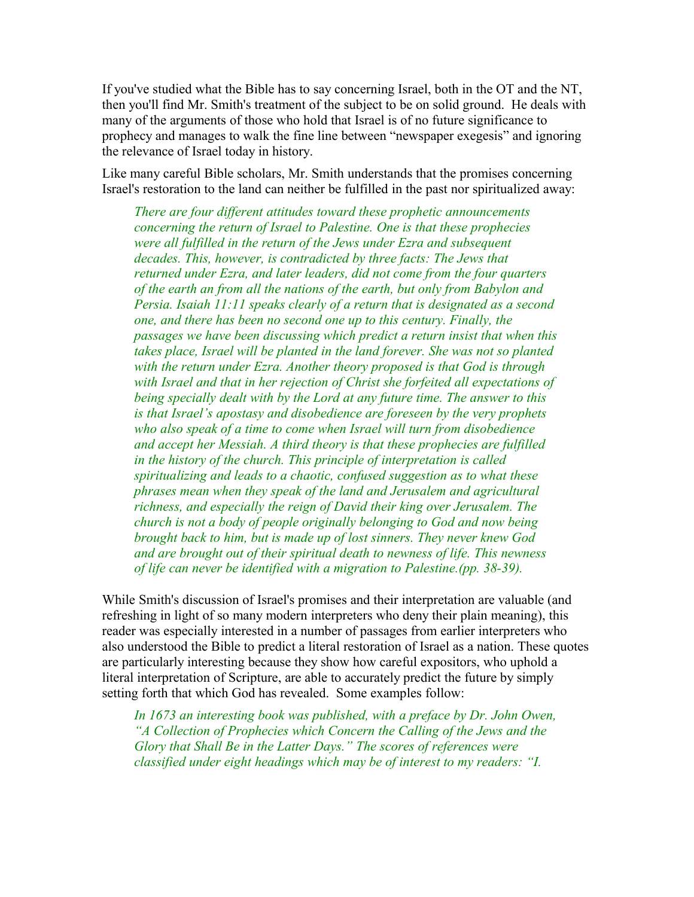If you've studied what the Bible has to say concerning Israel, both in the OT and the NT, then you'll find Mr. Smith's treatment of the subject to be on solid ground. He deals with many of the arguments of those who hold that Israel is of no future significance to prophecy and manages to walk the fine line between "newspaper exegesis" and ignoring the relevance of Israel today in history.

Like many careful Bible scholars, Mr. Smith understands that the promises concerning Israel's restoration to the land can neither be fulfilled in the past nor spiritualized away:

> *There are four different attitudes toward these prophetic announcements concerning the return of Israel to Palestine. One is that these prophecies were all fulfilled in the return of the Jews under Ezra and subsequent decades. This, however, is contradicted by three facts: The Jews that returned under Ezra, and later leaders, did not come from the four quarters of the earth an from all the nations of the earth, but only from Babylon and Persia. Isaiah 11:11 speaks clearly of a return that is designated as a second one, and there has been no second one up to this century. Finally, the passages we have been discussing which predict a return insist that when this takes place, Israel will be planted in the land forever. She was not so planted with the return under Ezra. Another theory proposed is that God is through with Israel and that in her rejection of Christ she forfeited all expectations of being specially dealt with by the Lord at any future time. The answer to this is that Israel's apostasy and disobedience are foreseen by the very prophets who also speak of a time to come when Israel will turn from disobedience and accept her Messiah. A third theory is that these prophecies are fulfilled in the history of the church. This principle of interpretation is called spiritualizing and leads to a chaotic, confused suggestion as to what these phrases mean when they speak of the land and Jerusalem and agricultural richness, and especially the reign of David their king over Jerusalem. The church is not a body of people originally belonging to God and now being brought back to him, but is made up of lost sinners. They never knew God and are brought out of their spiritual death to newness of life. This newness of life can never be identified with a migration to Palestine.(pp. 38-39).*

While Smith's discussion of Israel's promises and their interpretation are valuable (and refreshing in light of so many modern interpreters who deny their plain meaning), this reader was especially interested in a number of passages from earlier interpreters who also understood the Bible to predict a literal restoration of Israel as a nation. These quotes are particularly interesting because they show how careful expositors, who uphold a literal interpretation of Scripture, are able to accurately predict the future by simply setting forth that which God has revealed. Some examples follow:

> *In 1673 an interesting book was published, with a preface by Dr. John Owen, "A Collection of Prophecies which Concern the Calling of the Jews and the Glory that Shall Be in the Latter Days." The scores of references were classified under eight headings which may be of interest to my readers: "I.*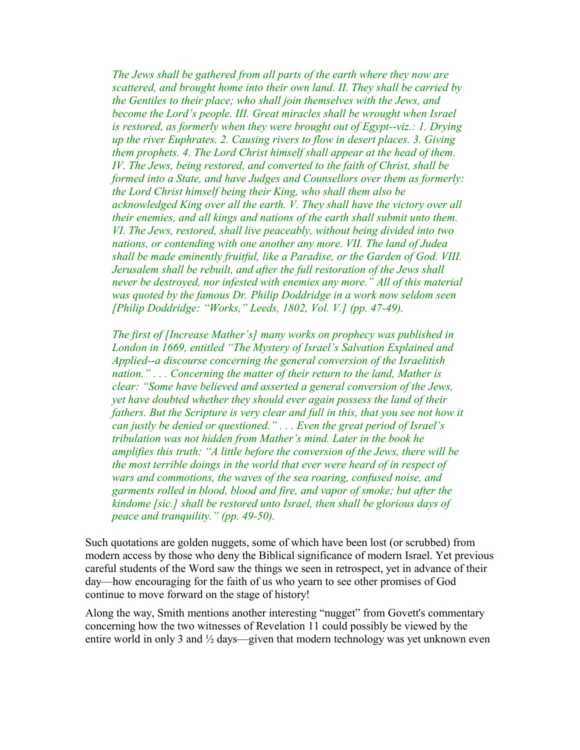*The Jews shall be gathered from all parts of the earth where they now are scattered, and brought home into their own land. II. They shall be carried by the Gentiles to their place; who shall join themselves with the Jews, and become the Lord's people. III. Great miracles shall be wrought when Israel is restored, as formerly when they were brought out of Egypt--viz.: 1. Drying up the river Euphrates. 2. Causing rivers to flow in desert places. 3. Giving them prophets. 4. The Lord Christ himself shall appear at the head of them. IV. The Jews, being restored, and converted to the faith of Christ, shall be formed into a State, and have Judges and Counsellors over them as formerly: the Lord Christ himself being their King, who shall them also be acknowledged King over all the earth. V. They shall have the victory over all their enemies, and all kings and nations of the earth shall submit unto them. VI. The Jews, restored, shall live peaceably, without being divided into two nations, or contending with one another any more. VII. The land of Judea shall be made eminently fruitful, like a Paradise, or the Garden of God. VIII. Jerusalem shall be rebuilt, and after the full restoration of the Jews shall never be destroyed, nor infested with enemies any more." All of this material was quoted by the famous Dr. Philip Doddridge in a work now seldom seen [Philip Doddridge: "Works," Leeds, 1802, Vol. V.] (pp. 47-49).*

*The first of [Increase Mather's] many works on prophecy was published in London in 1669, entitled "The Mystery of Israel's Salvation Explained and Applied--a discourse concerning the general conversion of the Israelitish nation." . . . Concerning the matter of their return to the land, Mather is clear: "Some have believed and asserted a general conversion of the Jews, yet have doubted whether they should ever again possess the land of their fathers. But the Scripture is very clear and full in this, that you see not how it can justly be denied or questioned." . . . Even the great period of Israel's tribulation was not hidden from Mather's mind. Later in the book he amplifies this truth: "A little before the conversion of the Jews, there will be the most terrible doings in the world that ever were heard of in respect of wars and commotions, the waves of the sea roaring, confused noise, and garments rolled in blood, blood and fire, and vapor of smoke; but after the kindome [sic.] shall be restored unto Israel, then shall be glorious days of peace and tranquility." (pp. 49-50).*

Such quotations are golden nuggets, some of which have been lost (or scrubbed) from modern access by those who deny the Biblical significance of modern Israel. Yet previous careful students of the Word saw the things we seen in retrospect, yet in advance of their day—how encouraging for the faith of us who yearn to see other promises of God continue to move forward on the stage of history!

Along the way, Smith mentions another interesting "nugget" from Govett's commentary concerning how the two witnesses of Revelation 11 could possibly be viewed by the entire world in only 3 and ½ days—given that modern technology was yet unknown even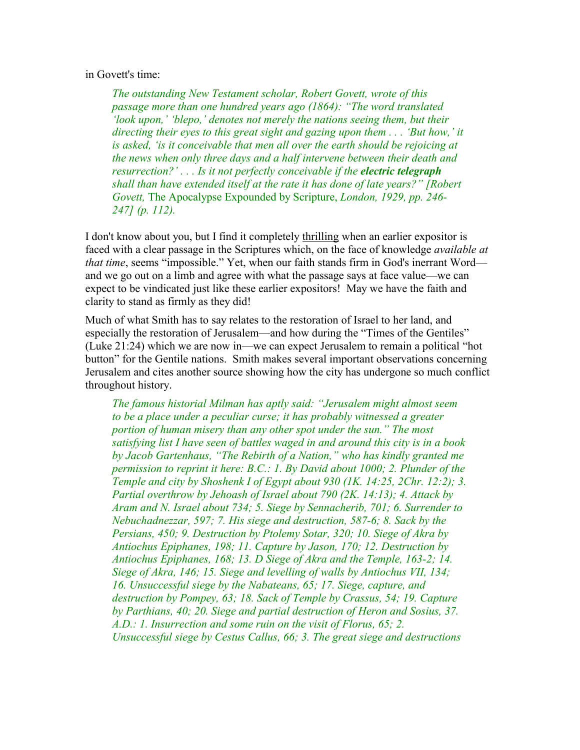in Govett's time:

> *The outstanding New Testament scholar, Robert Govett, wrote of this passage more than one hundred years ago (1864): "The word translated 'look upon,' 'blepo,' denotes not merely the nations seeing them, but their directing their eyes to this great sight and gazing upon them . . . 'But how,' it is asked, 'is it conceivable that men all over the earth should be rejoicing at the news when only three days and a half intervene between their death and resurrection?' . . . Is it not perfectly conceivable if the **electric telegraph** shall than have extended itself at the rate it has done of late years?" [Robert Govett,* The Apocalypse Expounded by Scripture, *London, 1929, pp. 246-247] (p. 112).*

I don't know about you, but I find it completely thrilling when an earlier expositor is faced with a clear passage in the Scriptures which, on the face of knowledge *available at that time*, seems "impossible." Yet, when our faith stands firm in God's inerrant Word—and we go out on a limb and agree with what the passage says at face value—we can expect to be vindicated just like these earlier expositors! May we have the faith and clarity to stand as firmly as they did!

Much of what Smith has to say relates to the restoration of Israel to her land, and especially the restoration of Jerusalem—and how during the "Times of the Gentiles" (Luke 21:24) which we are now in—we can expect Jerusalem to remain a political "hot button" for the Gentile nations. Smith makes several important observations concerning Jerusalem and cites another source showing how the city has undergone so much conflict throughout history.

> *The famous historial Milman has aptly said: "Jerusalem might almost seem to be a place under a peculiar curse; it has probably witnessed a greater portion of human misery than any other spot under the sun." The most satisfying list I have seen of battles waged in and around this city is in a book by Jacob Gartenhaus, "The Rebirth of a Nation," who has kindly granted me permission to reprint it here: B.C.: 1. By David about 1000; 2. Plunder of the Temple and city by Shoshenk I of Egypt about 930 (1K. 14:25, 2Chr. 12:2); 3. Partial overthrow by Jehoash of Israel about 790 (2K. 14:13); 4. Attack by Aram and N. Israel about 734; 5. Siege by Sennacherib, 701; 6. Surrender to Nebuchadnezzar, 597; 7. His siege and destruction, 587-6; 8. Sack by the Persians, 450; 9. Destruction by Ptolemy Sotar, 320; 10. Siege of Akra by Antiochus Epiphanes, 198; 11. Capture by Jason, 170; 12. Destruction by Antiochus Epiphanes, 168; 13. D Siege of Akra and the Temple, 163-2; 14. Siege of Akra, 146; 15. Siege and levelling of walls by Antiochus VII, 134; 16. Unsuccessful siege by the Nabateans, 65; 17. Siege, capture, and destruction by Pompey, 63; 18. Sack of Temple by Crassus, 54; 19. Capture by Parthians, 40; 20. Siege and partial destruction of Heron and Sosius, 37. A.D.: 1. Insurrection and some ruin on the visit of Florus, 65; 2. Unsuccessful siege by Cestus Callus, 66; 3. The great siege and destructions*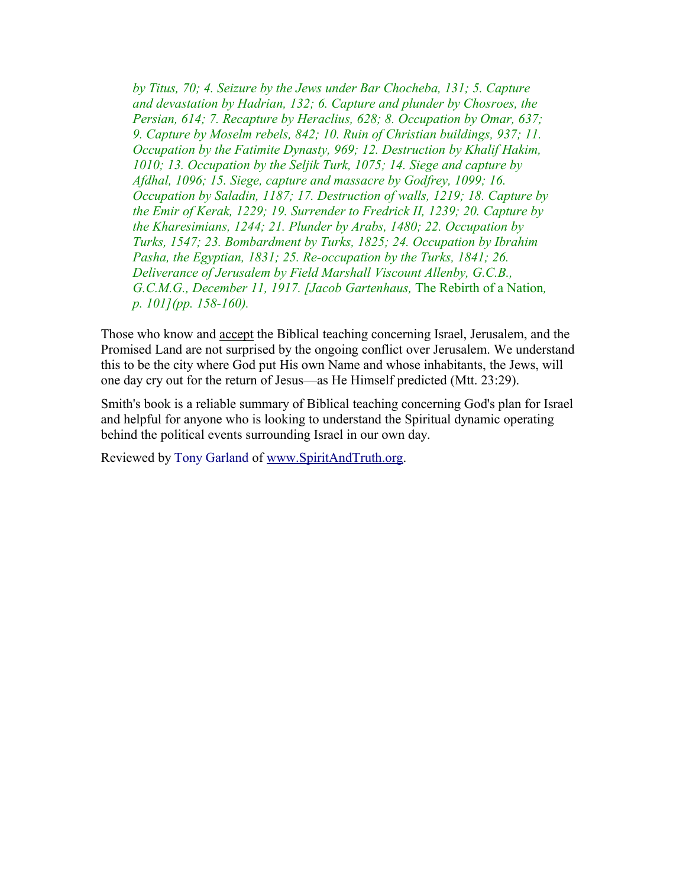*by Titus, 70; 4. Seizure by the Jews under Bar Chocheba, 131; 5. Capture and devastation by Hadrian, 132; 6. Capture and plunder by Chosroes, the Persian, 614; 7. Recapture by Heraclius, 628; 8. Occupation by Omar, 637; 9. Capture by Moselm rebels, 842; 10. Ruin of Christian buildings, 937; 11. Occupation by the Fatimite Dynasty, 969; 12. Destruction by Khalif Hakim, 1010; 13. Occupation by the Seljik Turk, 1075; 14. Siege and capture by Afdhal, 1096; 15. Siege, capture and massacre by Godfrey, 1099; 16. Occupation by Saladin, 1187; 17. Destruction of walls, 1219; 18. Capture by the Emir of Kerak, 1229; 19. Surrender to Fredrick II, 1239; 20. Capture by the Kharesimians, 1244; 21. Plunder by Arabs, 1480; 22. Occupation by Turks, 1547; 23. Bombardment by Turks, 1825; 24. Occupation by Ibrahim Pasha, the Egyptian, 1831; 25. Re-occupation by the Turks, 1841; 26. Deliverance of Jerusalem by Field Marshall Viscount Allenby, G.C.B., G.C.M.G., December 11, 1917. [Jacob Gartenhaus,* The Rebirth of a Nation*, p. 101](pp. 158-160).*

Those who know and accept the Biblical teaching concerning Israel, Jerusalem, and the Promised Land are not surprised by the ongoing conflict over Jerusalem. We understand this to be the city where God put His own Name and whose inhabitants, the Jews, will one day cry out for the return of Jesus—as He Himself predicted (Mtt. 23:29).

Smith's book is a reliable summary of Biblical teaching concerning God's plan for Israel and helpful for anyone who is looking to understand the Spiritual dynamic operating behind the political events surrounding Israel in our own day.

Reviewed by Tony Garland of www.SpiritAndTruth.org.